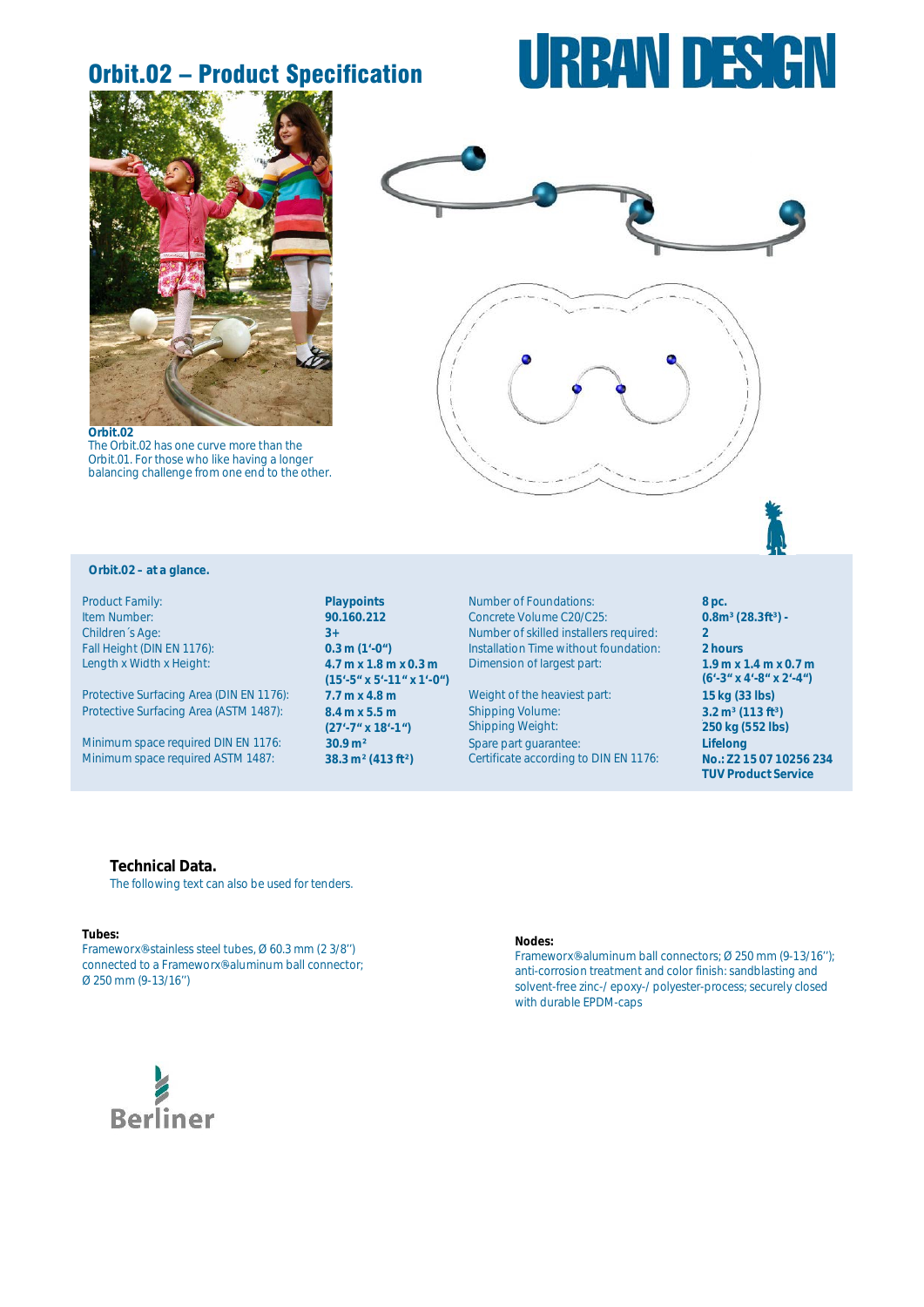# Orbit.02 – Product Specification

URBAN DESIGN

**Orbit.02**
The Orbit.02 has one curve more than the Orbit.01. For those who like having a longer balancing challenge from one end to the other.

## Orbit.02 – at a glance.

| | | | |
|---|---|---|---|
| Product Family: | **Playpoints** | Number of Foundations: | **8 pc.** |
| Item Number: | **90.160.212** | Concrete Volume C20/C25: | **0.8m³ (28.3ft³) -** |
| Children´s Age: | **3+** | Number of skilled installers required: | **2** |
| Fall Height (DIN EN 1176): | **0.3 m (1'-0")** | Installation Time without foundation: | **2 hours** |
| Length x Width x Height: | **4.7 m x 1.8 m x 0.3 m (15'-5" x 5'-11" x 1'-0")** | Dimension of largest part: | **1.9 m x 1.4 m x 0.7 m (6'-3" x 4'-8" x 2'-4")** |
| Protective Surfacing Area (DIN EN 1176): | **7.7 m x 4.8 m** | Weight of the heaviest part: | **15 kg (33 lbs)** |
| Protective Surfacing Area (ASTM 1487): | **8.4 m x 5.5 m (27'-7" x 18'-1")** | Shipping Volume: | **3.2 m³ (113 ft³)** |
| | | Shipping Weight: | **250 kg (552 lbs)** |
| Minimum space required DIN EN 1176: | **30.9 m²** | Spare part guarantee: | **Lifelong** |
| Minimum space required ASTM 1487: | **38.3 m² (413 ft²)** | Certificate according to DIN EN 1176: | **No.: Z2 15 07 10256 234 TUV Product Service** |

## Technical Data.

The following text can also be used for tenders.

**Tubes:**
Frameworx®stainless steel tubes, Ø 60.3 mm (2 3/8'') connected to a Frameworx®aluminum ball connector; Ø 250 mm (9-13/16'')

**Nodes:**
Frameworx®aluminum ball connectors; Ø 250 mm (9-13/16''); anti-corrosion treatment and color finish: sandblasting and solvent-free zinc-/ epoxy-/ polyester-process; securely closed with durable EPDM-caps

Berliner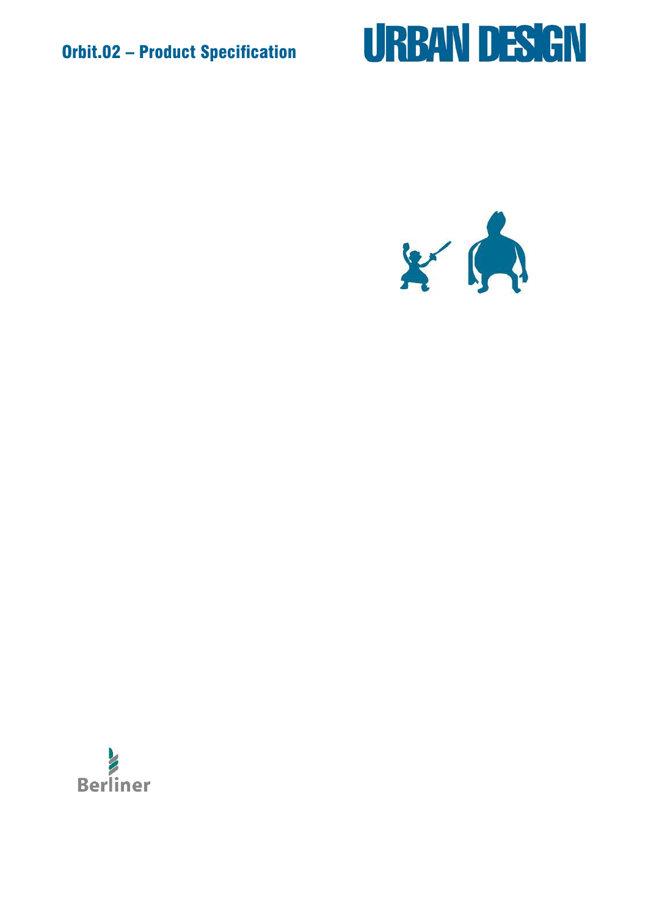Berliner